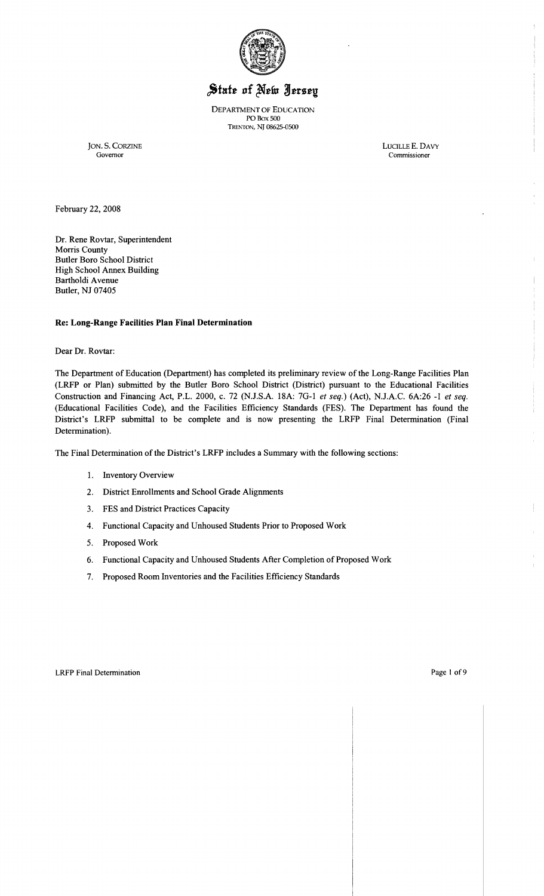# State of New Jersey

DEPARTMENT OF EDUCATION
PO Box 500
TRENTON, NJ 08625-0500

JON. S. CORZINE
Governor

LUCILLE E. DAVY
Commissioner

February 22, 2008

Dr. Rene Rovtar, Superintendent
Morris County
Butler Boro School District
High School Annex Building
Bartholdi Avenue
Butler, NJ 07405

**Re: Long-Range Facilities Plan Final Determination**

Dear Dr. Rovtar:

The Department of Education (Department) has completed its preliminary review of the Long-Range Facilities Plan (LRFP or Plan) submitted by the Butler Boro School District (District) pursuant to the Educational Facilities Construction and Financing Act, P.L. 2000, c. 72 (N.J.S.A. 18A: 7G-1 *et seq.*) (Act), N.J.A.C. 6A:26 -1 *et seq.* (Educational Facilities Code), and the Facilities Efficiency Standards (FES). The Department has found the District's LRFP submittal to be complete and is now presenting the LRFP Final Determination (Final Determination).

The Final Determination of the District's LRFP includes a Summary with the following sections:

1. Inventory Overview
2. District Enrollments and School Grade Alignments
3. FES and District Practices Capacity
4. Functional Capacity and Unhoused Students Prior to Proposed Work
5. Proposed Work
6. Functional Capacity and Unhoused Students After Completion of Proposed Work
7. Proposed Room Inventories and the Facilities Efficiency Standards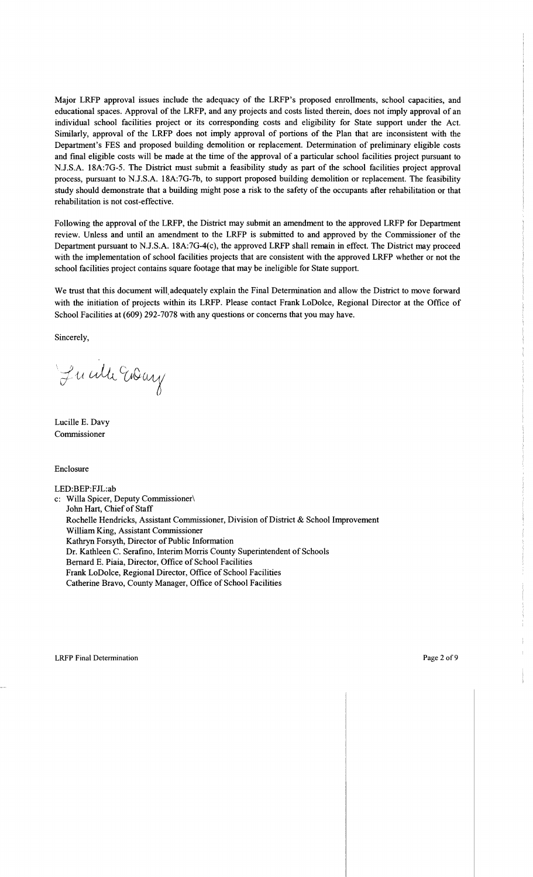Major LRFP approval issues include the adequacy of the LRFP's proposed enrollments, school capacities, and educational spaces. Approval of the LRFP, and any projects and costs listed therein, does not imply approval of an individual school facilities project or its corresponding costs and eligibility for State support under the Act. Similarly, approval of the LRFP does not imply approval of portions of the Plan that are inconsistent with the Department's FES and proposed building demolition or replacement. Determination of preliminary eligible costs and final eligible costs will be made at the time of the approval of a particular school facilities project pursuant to N.J.S.A. 18A:7G-5. The District must submit a feasibility study as part of the school facilities project approval process, pursuant to N.J.S.A. 18A:7G-7b, to support proposed building demolition or replacement. The feasibility study should demonstrate that a building might pose a risk to the safety of the occupants after rehabilitation or that rehabilitation is not cost-effective.

Following the approval of the LRFP, the District may submit an amendment to the approved LRFP for Department review. Unless and until an amendment to the LRFP is submitted to and approved by the Commissioner of the Department pursuant to N.J.S.A. 18A:7G-4(c), the approved LRFP shall remain in effect. The District may proceed with the implementation of school facilities projects that are consistent with the approved LRFP whether or not the school facilities project contains square footage that may be ineligible for State support.

We trust that this document will adequately explain the Final Determination and allow the District to move forward with the initiation of projects within its LRFP. Please contact Frank LoDolce, Regional Director at the Office of School Facilities at (609) 292-7078 with any questions or concerns that you may have.

Sincerely,

Lucille E. Davy
Commissioner

Enclosure

LED:BEP:FJL:ab

c: Willa Spicer, Deputy Commissioner\
John Hart, Chief of Staff
Rochelle Hendricks, Assistant Commissioner, Division of District & School Improvement
William King, Assistant Commissioner
Kathryn Forsyth, Director of Public Information
Dr. Kathleen C. Serafino, Interim Morris County Superintendent of Schools
Bernard E. Piaia, Director, Office of School Facilities
Frank LoDolce, Regional Director, Office of School Facilities
Catherine Bravo, County Manager, Office of School Facilities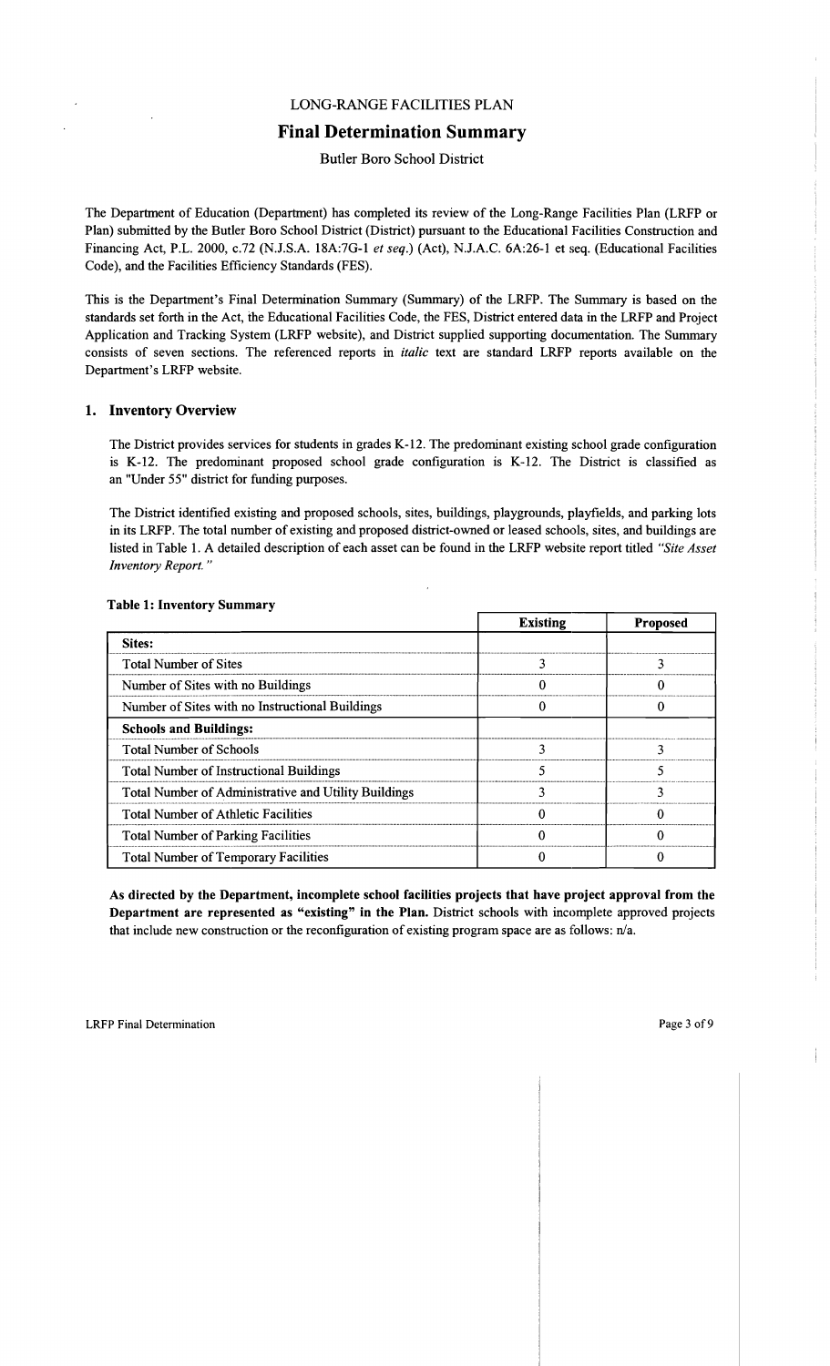LONG-RANGE FACILITIES PLAN

# Final Determination Summary

Butler Boro School District

The Department of Education (Department) has completed its review of the Long-Range Facilities Plan (LRFP or Plan) submitted by the Butler Boro School District (District) pursuant to the Educational Facilities Construction and Financing Act, P.L. 2000, c.72 (N.J.S.A. 18A:7G-1 *et seq.*) (Act), N.J.A.C. 6A:26-1 et seq. (Educational Facilities Code), and the Facilities Efficiency Standards (FES).

This is the Department's Final Determination Summary (Summary) of the LRFP. The Summary is based on the standards set forth in the Act, the Educational Facilities Code, the FES, District entered data in the LRFP and Project Application and Tracking System (LRFP website), and District supplied supporting documentation. The Summary consists of seven sections. The referenced reports in *italic* text are standard LRFP reports available on the Department's LRFP website.

## 1. Inventory Overview

The District provides services for students in grades K-12. The predominant existing school grade configuration is K-12. The predominant proposed school grade configuration is K-12. The District is classified as an "Under 55" district for funding purposes.

The District identified existing and proposed schools, sites, buildings, playgrounds, playfields, and parking lots in its LRFP. The total number of existing and proposed district-owned or leased schools, sites, and buildings are listed in Table 1. A detailed description of each asset can be found in the LRFP website report titled *"Site Asset Inventory Report."*

**Table 1: Inventory Summary**

| | Existing | Proposed |
|---|---|---|
| **Sites:** | | |
| Total Number of Sites | 3 | 3 |
| Number of Sites with no Buildings | 0 | 0 |
| Number of Sites with no Instructional Buildings | 0 | 0 |
| **Schools and Buildings:** | | |
| Total Number of Schools | 3 | 3 |
| Total Number of Instructional Buildings | 5 | 5 |
| Total Number of Administrative and Utility Buildings | 3 | 3 |
| Total Number of Athletic Facilities | 0 | 0 |
| Total Number of Parking Facilities | 0 | 0 |
| Total Number of Temporary Facilities | 0 | 0 |

**As directed by the Department, incomplete school facilities projects that have project approval from the Department are represented as "existing" in the Plan.** District schools with incomplete approved projects that include new construction or the reconfiguration of existing program space are as follows: n/a.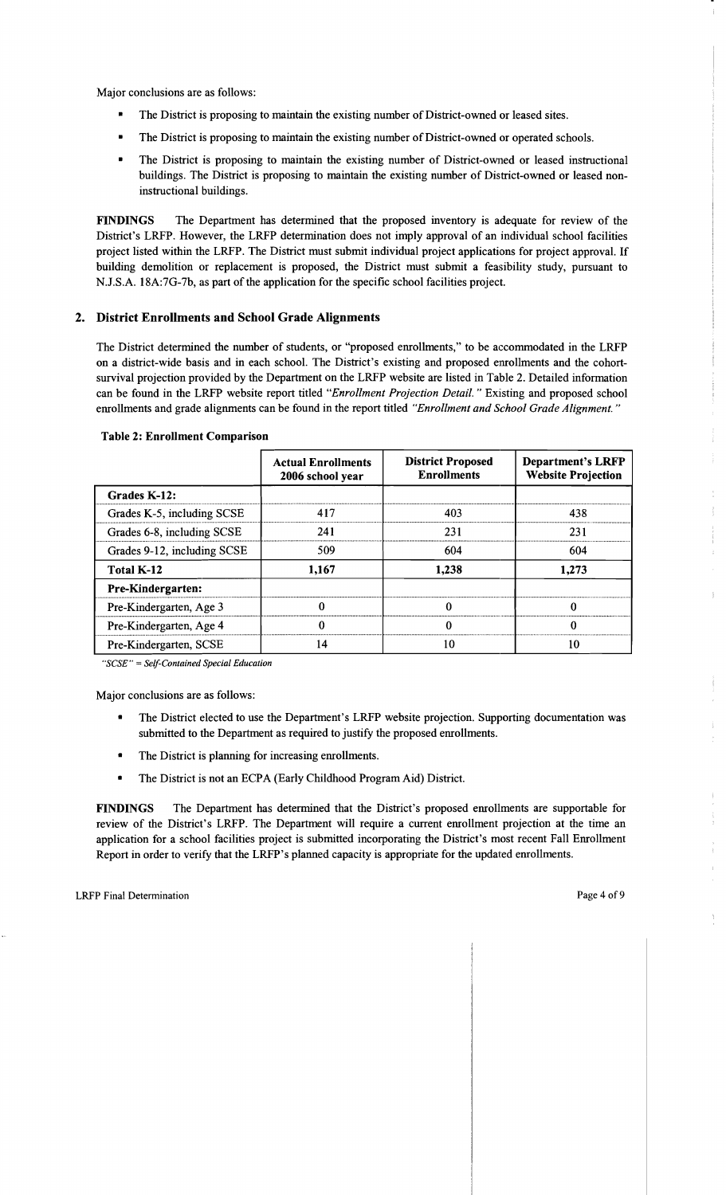Major conclusions are as follows:

- The District is proposing to maintain the existing number of District-owned or leased sites.
- The District is proposing to maintain the existing number of District-owned or operated schools.
- The District is proposing to maintain the existing number of District-owned or leased instructional buildings. The District is proposing to maintain the existing number of District-owned or leased non-instructional buildings.

**FINDINGS** The Department has determined that the proposed inventory is adequate for review of the District's LRFP. However, the LRFP determination does not imply approval of an individual school facilities project listed within the LRFP. The District must submit individual project applications for project approval. If building demolition or replacement is proposed, the District must submit a feasibility study, pursuant to N.J.S.A. 18A:7G-7b, as part of the application for the specific school facilities project.

## 2. District Enrollments and School Grade Alignments

The District determined the number of students, or "proposed enrollments," to be accommodated in the LRFP on a district-wide basis and in each school. The District's existing and proposed enrollments and the cohort-survival projection provided by the Department on the LRFP website are listed in Table 2. Detailed information can be found in the LRFP website report titled *"Enrollment Projection Detail."* Existing and proposed school enrollments and grade alignments can be found in the report titled *"Enrollment and School Grade Alignment."*

**Table 2: Enrollment Comparison**

| | Actual Enrollments 2006 school year | District Proposed Enrollments | Department's LRFP Website Projection |
|---|---|---|---|
| **Grades K-12:** | | | |
| Grades K-5, including SCSE | 417 | 403 | 438 |
| Grades 6-8, including SCSE | 241 | 231 | 231 |
| Grades 9-12, including SCSE | 509 | 604 | 604 |
| **Total K-12** | **1,167** | **1,238** | **1,273** |
| **Pre-Kindergarten:** | | | |
| Pre-Kindergarten, Age 3 | 0 | 0 | 0 |
| Pre-Kindergarten, Age 4 | 0 | 0 | 0 |
| Pre-Kindergarten, SCSE | 14 | 10 | 10 |

*"SCSE" = Self-Contained Special Education*

Major conclusions are as follows:

- The District elected to use the Department's LRFP website projection. Supporting documentation was submitted to the Department as required to justify the proposed enrollments.
- The District is planning for increasing enrollments.
- The District is not an ECPA (Early Childhood Program Aid) District.

**FINDINGS** The Department has determined that the District's proposed enrollments are supportable for review of the District's LRFP. The Department will require a current enrollment projection at the time an application for a school facilities project is submitted incorporating the District's most recent Fall Enrollment Report in order to verify that the LRFP's planned capacity is appropriate for the updated enrollments.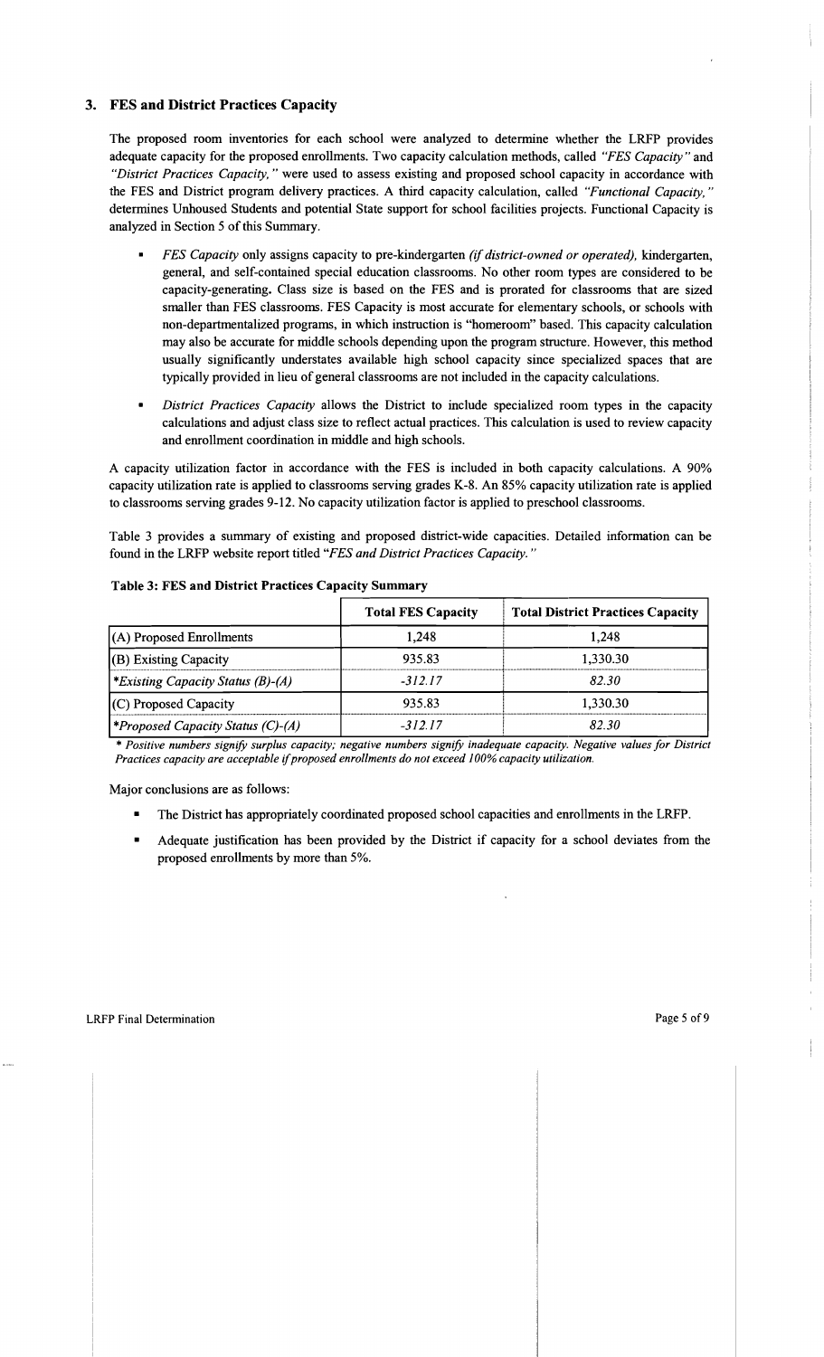### 3. FES and District Practices Capacity

The proposed room inventories for each school were analyzed to determine whether the LRFP provides adequate capacity for the proposed enrollments. Two capacity calculation methods, called *"FES Capacity"* and *"District Practices Capacity,"* were used to assess existing and proposed school capacity in accordance with the FES and District program delivery practices. A third capacity calculation, called *"Functional Capacity,"* determines Unhoused Students and potential State support for school facilities projects. Functional Capacity is analyzed in Section 5 of this Summary.

- *FES Capacity* only assigns capacity to pre-kindergarten *(if district-owned or operated)*, kindergarten, general, and self-contained special education classrooms. No other room types are considered to be capacity-generating. Class size is based on the FES and is prorated for classrooms that are sized smaller than FES classrooms. FES Capacity is most accurate for elementary schools, or schools with non-departmentalized programs, in which instruction is "homeroom" based. This capacity calculation may also be accurate for middle schools depending upon the program structure. However, this method usually significantly understates available high school capacity since specialized spaces that are typically provided in lieu of general classrooms are not included in the capacity calculations.
- *District Practices Capacity* allows the District to include specialized room types in the capacity calculations and adjust class size to reflect actual practices. This calculation is used to review capacity and enrollment coordination in middle and high schools.

A capacity utilization factor in accordance with the FES is included in both capacity calculations. A 90% capacity utilization rate is applied to classrooms serving grades K-8. An 85% capacity utilization rate is applied to classrooms serving grades 9-12. No capacity utilization factor is applied to preschool classrooms.

Table 3 provides a summary of existing and proposed district-wide capacities. Detailed information can be found in the LRFP website report titled *"FES and District Practices Capacity."*

**Table 3: FES and District Practices Capacity Summary**

| | Total FES Capacity | Total District Practices Capacity |
|---|---|---|
| (A) Proposed Enrollments | 1,248 | 1,248 |
| (B) Existing Capacity | 935.83 | 1,330.30 |
| *\*Existing Capacity Status (B)-(A)* | *-312.17* | *82.30* |
| (C) Proposed Capacity | 935.83 | 1,330.30 |
| *\*Proposed Capacity Status (C)-(A)* | *-312.17* | *82.30* |

*\* Positive numbers signify surplus capacity; negative numbers signify inadequate capacity. Negative values for District Practices capacity are acceptable if proposed enrollments do not exceed 100% capacity utilization.*

Major conclusions are as follows:

- The District has appropriately coordinated proposed school capacities and enrollments in the LRFP.
- Adequate justification has been provided by the District if capacity for a school deviates from the proposed enrollments by more than 5%.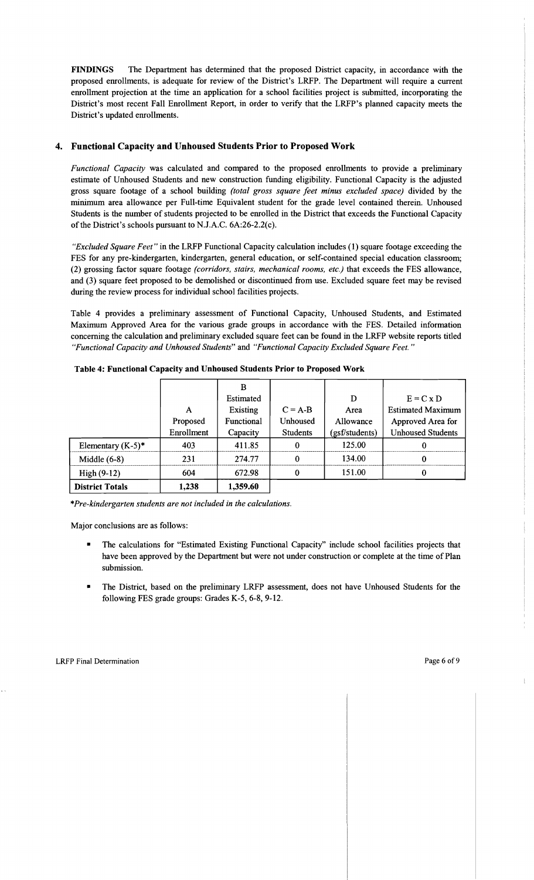**FINDINGS** The Department has determined that the proposed District capacity, in accordance with the proposed enrollments, is adequate for review of the District's LRFP. The Department will require a current enrollment projection at the time an application for a school facilities project is submitted, incorporating the District's most recent Fall Enrollment Report, in order to verify that the LRFP's planned capacity meets the District's updated enrollments.

## 4. Functional Capacity and Unhoused Students Prior to Proposed Work

*Functional Capacity* was calculated and compared to the proposed enrollments to provide a preliminary estimate of Unhoused Students and new construction funding eligibility. Functional Capacity is the adjusted gross square footage of a school building *(total gross square feet minus excluded space)* divided by the minimum area allowance per Full-time Equivalent student for the grade level contained therein. Unhoused Students is the number of students projected to be enrolled in the District that exceeds the Functional Capacity of the District's schools pursuant to N.J.A.C. 6A:26-2.2(c).

*"Excluded Square Feet"* in the LRFP Functional Capacity calculation includes (1) square footage exceeding the FES for any pre-kindergarten, kindergarten, general education, or self-contained special education classroom; (2) grossing factor square footage *(corridors, stairs, mechanical rooms, etc.)* that exceeds the FES allowance, and (3) square feet proposed to be demolished or discontinued from use. Excluded square feet may be revised during the review process for individual school facilities projects.

Table 4 provides a preliminary assessment of Functional Capacity, Unhoused Students, and Estimated Maximum Approved Area for the various grade groups in accordance with the FES. Detailed information concerning the calculation and preliminary excluded square feet can be found in the LRFP website reports titled *"Functional Capacity and Unhoused Students"* and *"Functional Capacity Excluded Square Feet."*

**Table 4: Functional Capacity and Unhoused Students Prior to Proposed Work**

| | A Proposed Enrollment | B Estimated Existing Functional Capacity | C = A-B Unhoused Students | D Area Allowance (gsf/students) | E = C x D Estimated Maximum Approved Area for Unhoused Students |
|---|---|---|---|---|---|
| Elementary (K-5)* | 403 | 411.85 | 0 | 125.00 | 0 |
| Middle (6-8) | 231 | 274.77 | 0 | 134.00 | 0 |
| High (9-12) | 604 | 672.98 | 0 | 151.00 | 0 |
| **District Totals** | **1,238** | **1,359.60** | | | |

**Pre-kindergarten students are not included in the calculations.*

Major conclusions are as follows:

- The calculations for "Estimated Existing Functional Capacity" include school facilities projects that have been approved by the Department but were not under construction or complete at the time of Plan submission.
- The District, based on the preliminary LRFP assessment, does not have Unhoused Students for the following FES grade groups: Grades K-5, 6-8, 9-12.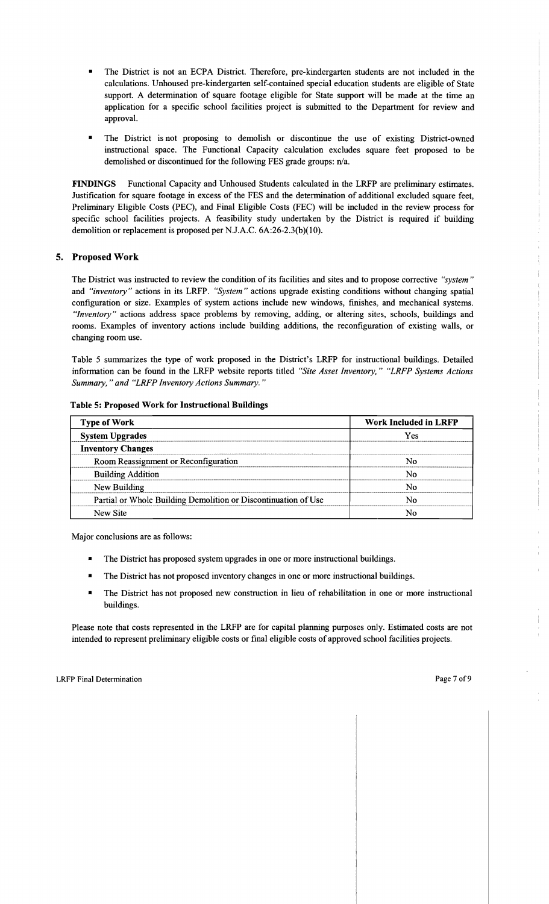- The District is not an ECPA District. Therefore, pre-kindergarten students are not included in the calculations. Unhoused pre-kindergarten self-contained special education students are eligible of State support. A determination of square footage eligible for State support will be made at the time an application for a specific school facilities project is submitted to the Department for review and approval.

- The District is not proposing to demolish or discontinue the use of existing District-owned instructional space. The Functional Capacity calculation excludes square feet proposed to be demolished or discontinued for the following FES grade groups: n/a.

**FINDINGS** Functional Capacity and Unhoused Students calculated in the LRFP are preliminary estimates. Justification for square footage in excess of the FES and the determination of additional excluded square feet, Preliminary Eligible Costs (PEC), and Final Eligible Costs (FEC) will be included in the review process for specific school facilities projects. A feasibility study undertaken by the District is required if building demolition or replacement is proposed per N.J.A.C. 6A:26-2.3(b)(10).

## 5. Proposed Work

The District was instructed to review the condition of its facilities and sites and to propose corrective *"system"* and *"inventory"* actions in its LRFP. *"System"* actions upgrade existing conditions without changing spatial configuration or size. Examples of system actions include new windows, finishes, and mechanical systems. *"Inventory"* actions address space problems by removing, adding, or altering sites, schools, buildings and rooms. Examples of inventory actions include building additions, the reconfiguration of existing walls, or changing room use.

Table 5 summarizes the type of work proposed in the District's LRFP for instructional buildings. Detailed information can be found in the LRFP website reports titled *"Site Asset Inventory," "LRFP Systems Actions Summary," and "LRFP Inventory Actions Summary."*

**Table 5: Proposed Work for Instructional Buildings**

| Type of Work | Work Included in LRFP |
|---|---|
| **System Upgrades** | Yes |
| **Inventory Changes** | |
| Room Reassignment or Reconfiguration | No |
| Building Addition | No |
| New Building | No |
| Partial or Whole Building Demolition or Discontinuation of Use | No |
| New Site | No |

Major conclusions are as follows:

- The District has proposed system upgrades in one or more instructional buildings.
- The District has not proposed inventory changes in one or more instructional buildings.
- The District has not proposed new construction in lieu of rehabilitation in one or more instructional buildings.

Please note that costs represented in the LRFP are for capital planning purposes only. Estimated costs are not intended to represent preliminary eligible costs or final eligible costs of approved school facilities projects.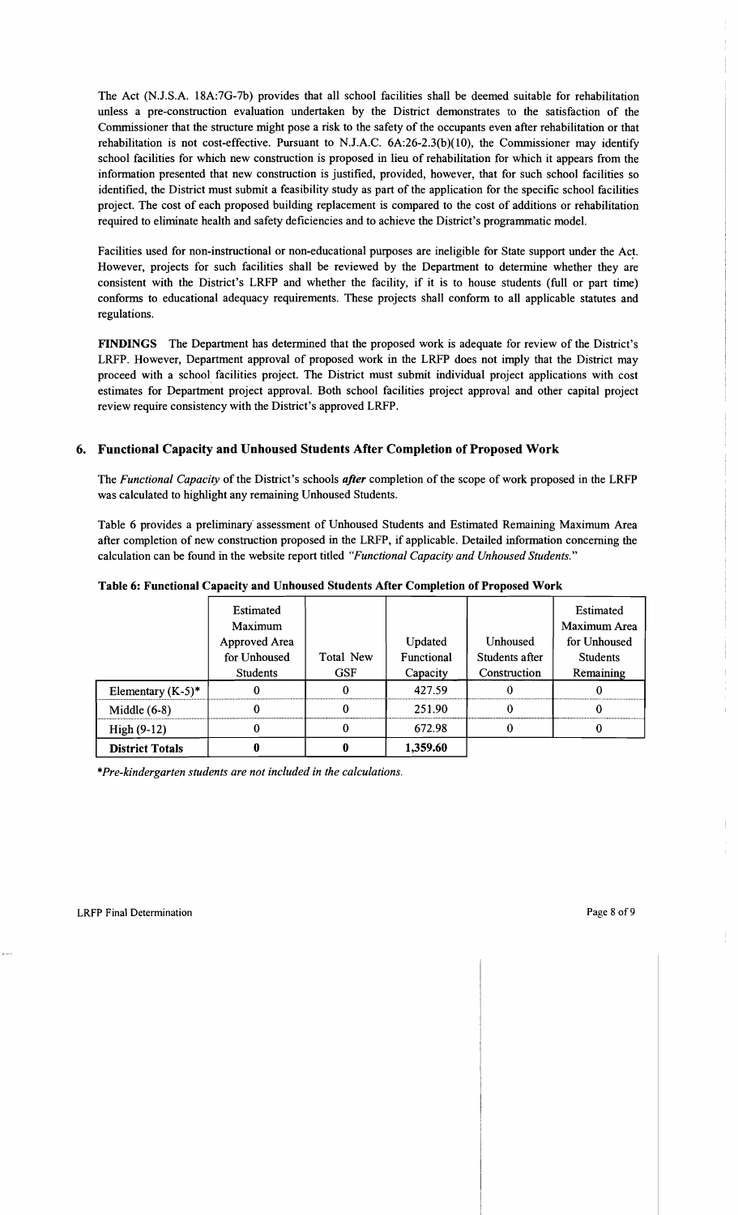The Act (N.J.S.A. 18A:7G-7b) provides that all school facilities shall be deemed suitable for rehabilitation unless a pre-construction evaluation undertaken by the District demonstrates to the satisfaction of the Commissioner that the structure might pose a risk to the safety of the occupants even after rehabilitation or that rehabilitation is not cost-effective. Pursuant to N.J.A.C. 6A:26-2.3(b)(10), the Commissioner may identify school facilities for which new construction is proposed in lieu of rehabilitation for which it appears from the information presented that new construction is justified, provided, however, that for such school facilities so identified, the District must submit a feasibility study as part of the application for the specific school facilities project. The cost of each proposed building replacement is compared to the cost of additions or rehabilitation required to eliminate health and safety deficiencies and to achieve the District's programmatic model.

Facilities used for non-instructional or non-educational purposes are ineligible for State support under the Act. However, projects for such facilities shall be reviewed by the Department to determine whether they are consistent with the District's LRFP and whether the facility, if it is to house students (full or part time) conforms to educational adequacy requirements. These projects shall conform to all applicable statutes and regulations.

**FINDINGS** The Department has determined that the proposed work is adequate for review of the District's LRFP. However, Department approval of proposed work in the LRFP does not imply that the District may proceed with a school facilities project. The District must submit individual project applications with cost estimates for Department project approval. Both school facilities project approval and other capital project review require consistency with the District's approved LRFP.

## 6. Functional Capacity and Unhoused Students After Completion of Proposed Work

The *Functional Capacity* of the District's schools ***after*** completion of the scope of work proposed in the LRFP was calculated to highlight any remaining Unhoused Students.

Table 6 provides a preliminary assessment of Unhoused Students and Estimated Remaining Maximum Area after completion of new construction proposed in the LRFP, if applicable. Detailed information concerning the calculation can be found in the website report titled *"Functional Capacity and Unhoused Students."*

**Table 6: Functional Capacity and Unhoused Students After Completion of Proposed Work**

| | Estimated Maximum Approved Area for Unhoused Students | Total New GSF | Updated Functional Capacity | Unhoused Students after Construction | Estimated Maximum Area for Unhoused Students Remaining |
|---|---|---|---|---|---|
| Elementary (K-5)* | 0 | 0 | 427.59 | 0 | 0 |
| Middle (6-8) | 0 | 0 | 251.90 | 0 | 0 |
| High (9-12) | 0 | 0 | 672.98 | 0 | 0 |
| **District Totals** | **0** | **0** | **1,359.60** | | |

*\*Pre-kindergarten students are not included in the calculations.*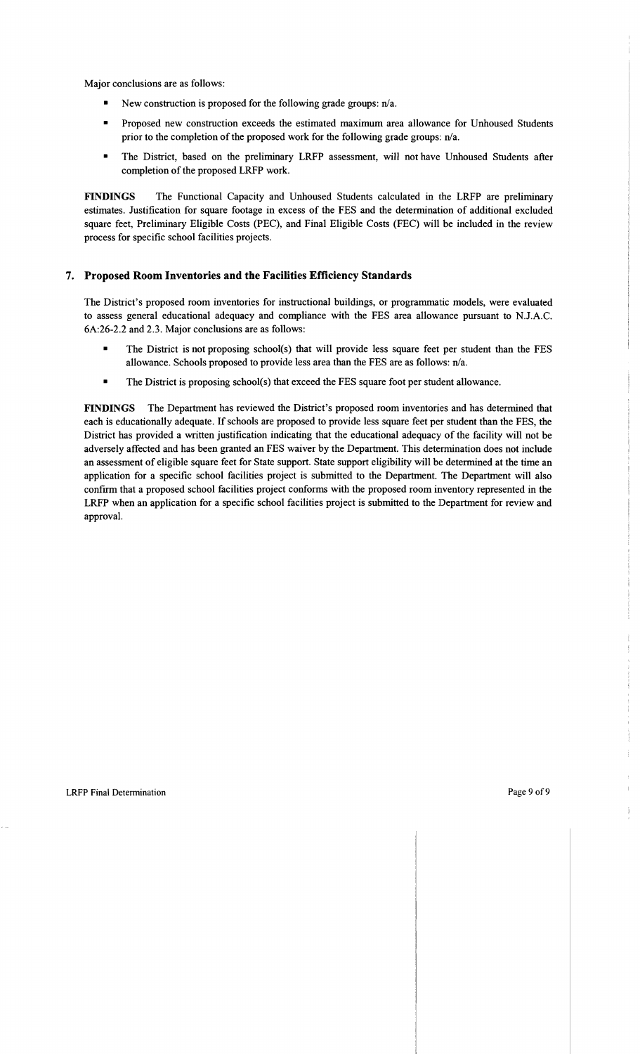Major conclusions are as follows:

- New construction is proposed for the following grade groups: n/a.
- Proposed new construction exceeds the estimated maximum area allowance for Unhoused Students prior to the completion of the proposed work for the following grade groups: n/a.
- The District, based on the preliminary LRFP assessment, will not have Unhoused Students after completion of the proposed LRFP work.

**FINDINGS** The Functional Capacity and Unhoused Students calculated in the LRFP are preliminary estimates. Justification for square footage in excess of the FES and the determination of additional excluded square feet, Preliminary Eligible Costs (PEC), and Final Eligible Costs (FEC) will be included in the review process for specific school facilities projects.

## 7. Proposed Room Inventories and the Facilities Efficiency Standards

The District's proposed room inventories for instructional buildings, or programmatic models, were evaluated to assess general educational adequacy and compliance with the FES area allowance pursuant to N.J.A.C. 6A:26-2.2 and 2.3. Major conclusions are as follows:

- The District is not proposing school(s) that will provide less square feet per student than the FES allowance. Schools proposed to provide less area than the FES are as follows: n/a.
- The District is proposing school(s) that exceed the FES square foot per student allowance.

**FINDINGS** The Department has reviewed the District's proposed room inventories and has determined that each is educationally adequate. If schools are proposed to provide less square feet per student than the FES, the District has provided a written justification indicating that the educational adequacy of the facility will not be adversely affected and has been granted an FES waiver by the Department. This determination does not include an assessment of eligible square feet for State support. State support eligibility will be determined at the time an application for a specific school facilities project is submitted to the Department. The Department will also confirm that a proposed school facilities project conforms with the proposed room inventory represented in the LRFP when an application for a specific school facilities project is submitted to the Department for review and approval.